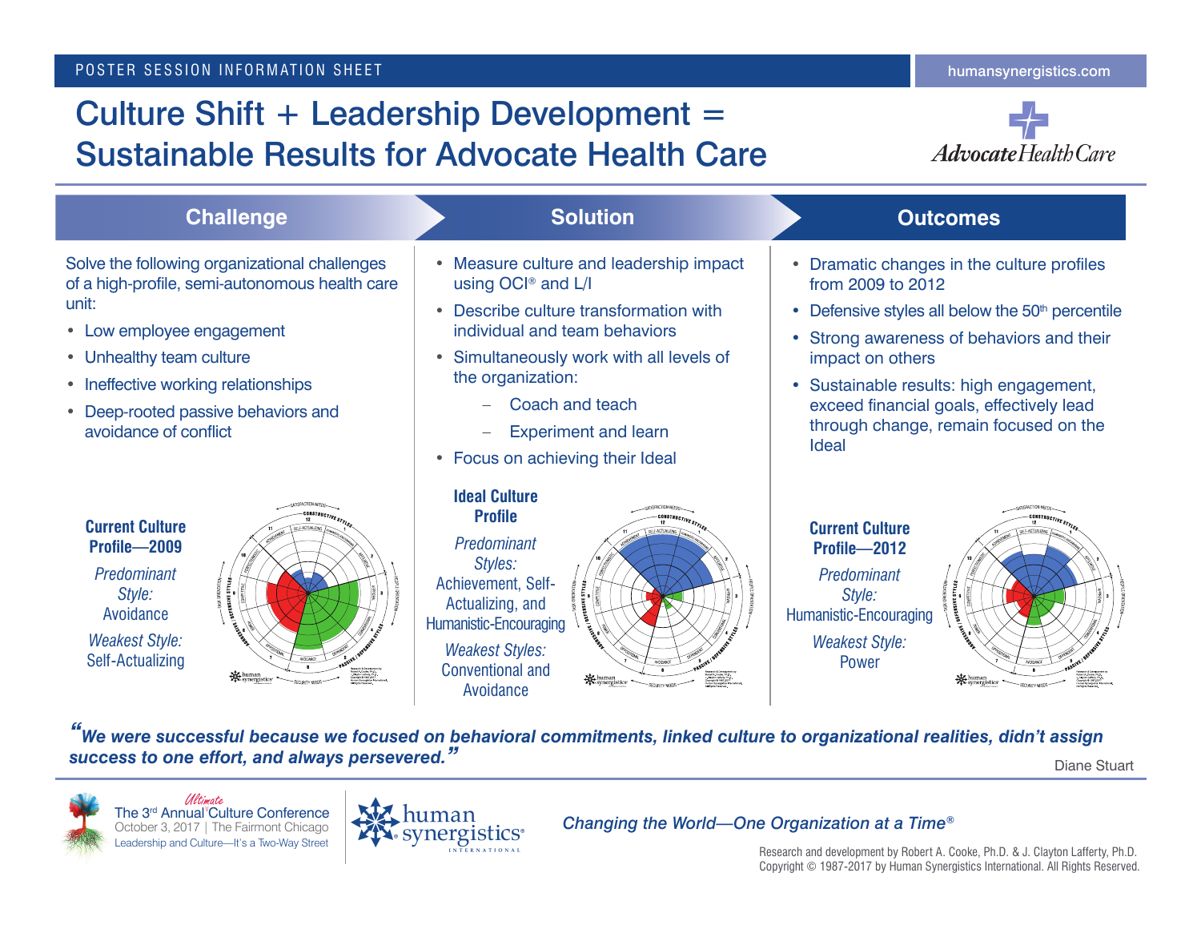POSTER SESSION INFORMATION SHEET

humansynergistics.com

# Culture Shift + Leadership Development = Sustainable Results for Advocate Health Care

Advocate Health Care

## Challenge

Solve the following organizational challenges of a high-profile, semi-autonomous health care unit:

- Low employee engagement
- Unhealthy team culture
- Ineffective working relationships
- Deep-rooted passive behaviors and avoidance of conflict

**Current Culture Profile—2009**

*Predominant Style:*
Avoidance

*Weakest Style:*
Self-Actualizing

## Solution

- Measure culture and leadership impact using OCI® and L/I
- Describe culture transformation with individual and team behaviors
- Simultaneously work with all levels of the organization:
  - Coach and teach
  - Experiment and learn
- Focus on achieving their Ideal

**Ideal Culture Profile**

*Predominant Styles:*
Achievement, Self-Actualizing, and Humanistic-Encouraging

*Weakest Styles:*
Conventional and Avoidance

## Outcomes

- Dramatic changes in the culture profiles from 2009 to 2012
- Defensive styles all below the 50th percentile
- Strong awareness of behaviors and their impact on others
- Sustainable results: high engagement, exceed financial goals, effectively lead through change, remain focused on the Ideal

**Current Culture Profile—2012**

*Predominant Style:*
Humanistic-Encouraging

*Weakest Style:*
Power

*"We were successful because we focused on behavioral commitments, linked culture to organizational realities, didn't assign success to one effort, and always persevered."*

Diane Stuart

The 3rd Annual Ultimate Culture Conference
October 3, 2017 | The Fairmont Chicago
Leadership and Culture—It's a Two-Way Street

human synergistics INTERNATIONAL

*Changing the World—One Organization at a Time®*

Research and development by Robert A. Cooke, Ph.D. & J. Clayton Lafferty, Ph.D.
Copyright © 1987-2017 by Human Synergistics International. All Rights Reserved.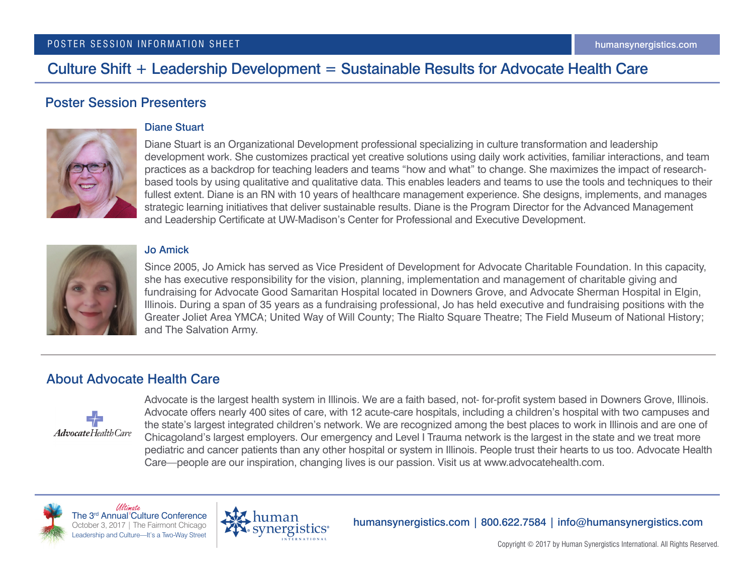POSTER SESSION INFORMATION SHEET

# Culture Shift + Leadership Development = Sustainable Results for Advocate Health Care

## Poster Session Presenters

### Diane Stuart

Diane Stuart is an Organizational Development professional specializing in culture transformation and leadership development work. She customizes practical yet creative solutions using daily work activities, familiar interactions, and team practices as a backdrop for teaching leaders and teams “how and what” to change. She maximizes the impact of research-based tools by using qualitative and qualitative data. This enables leaders and teams to use the tools and techniques to their fullest extent. Diane is an RN with 10 years of healthcare management experience. She designs, implements, and manages strategic learning initiatives that deliver sustainable results. Diane is the Program Director for the Advanced Management and Leadership Certificate at UW-Madison’s Center for Professional and Executive Development.

### Jo Amick

Since 2005, Jo Amick has served as Vice President of Development for Advocate Charitable Foundation. In this capacity, she has executive responsibility for the vision, planning, implementation and management of charitable giving and fundraising for Advocate Good Samaritan Hospital located in Downers Grove, and Advocate Sherman Hospital in Elgin, Illinois. During a span of 35 years as a fundraising professional, Jo has held executive and fundraising positions with the Greater Joliet Area YMCA; United Way of Will County; The Rialto Square Theatre; The Field Museum of National History; and The Salvation Army.

## About Advocate Health Care

Advocate Health Care

Advocate is the largest health system in Illinois. We are a faith based, not- for-profit system based in Downers Grove, Illinois. Advocate offers nearly 400 sites of care, with 12 acute-care hospitals, including a children’s hospital with two campuses and the state’s largest integrated children’s network. We are recognized among the best places to work in Illinois and are one of Chicagoland’s largest employers. Our emergency and Level I Trauma network is the largest in the state and we treat more pediatric and cancer patients than any other hospital or system in Illinois. People trust their hearts to us too. Advocate Health Care—people are our inspiration, changing lives is our passion. Visit us at www.advocatehealth.com.

The 3rd Annual *Ultimate* Culture Conference
October 3, 2017 | The Fairmont Chicago
Leadership and Culture—It’s a Two-Way Street

human synergistics INTERNATIONAL

humansynergistics.com | 800.622.7584 | info@humansynergistics.com

Copyright © 2017 by Human Synergistics International. All Rights Reserved.